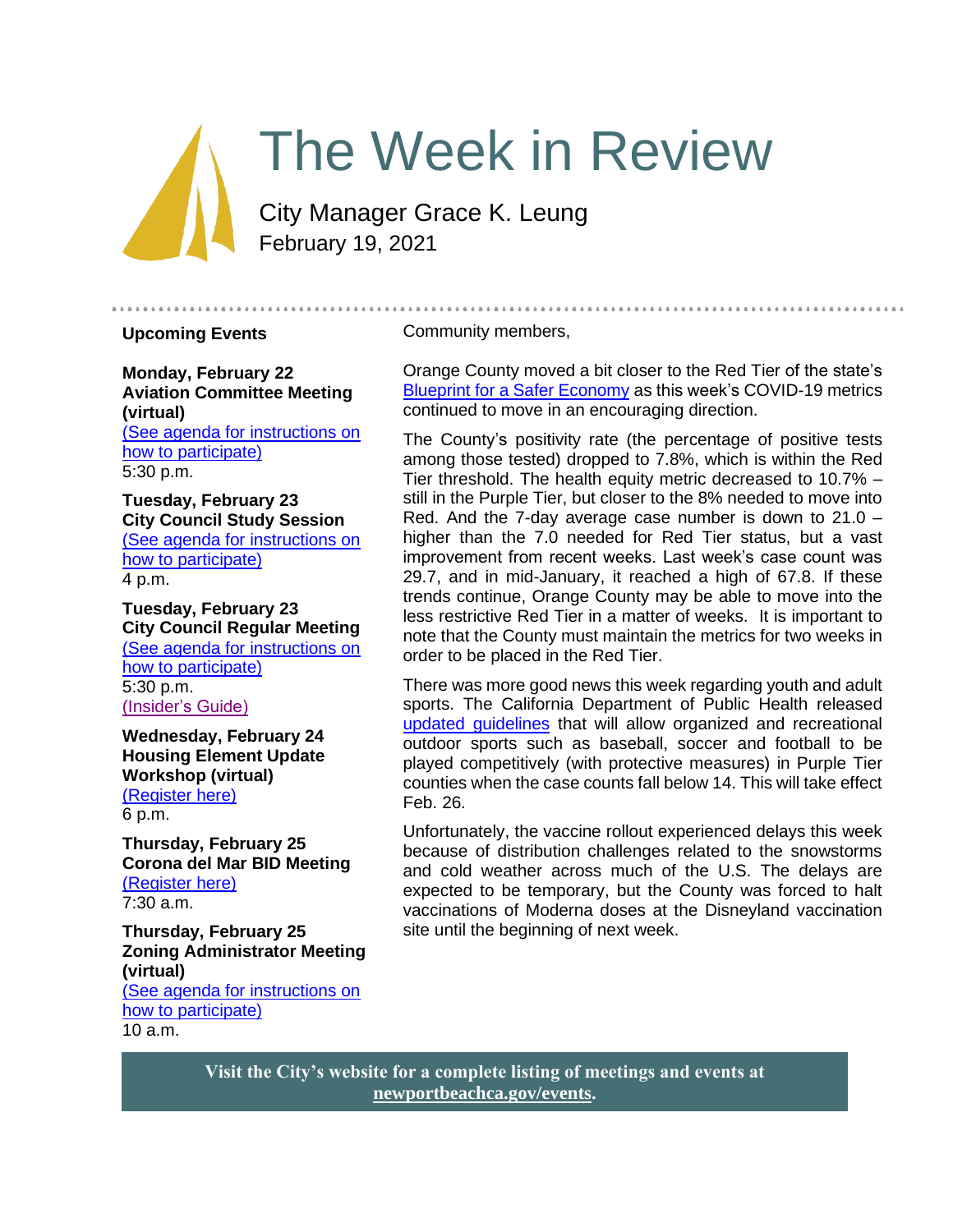# The Week in Review

City Manager Grace K. Leung
February 19, 2021

## Upcoming Events

**Monday, February 22**
**Aviation Committee Meeting (virtual)**
(See agenda for instructions on how to participate)
5:30 p.m.

**Tuesday, February 23**
**City Council Study Session**
(See agenda for instructions on how to participate)
4 p.m.

**Tuesday, February 23**
**City Council Regular Meeting**
(See agenda for instructions on how to participate)
5:30 p.m.
(Insider's Guide)

**Wednesday, February 24**
**Housing Element Update Workshop (virtual)**
(Register here)
6 p.m.

**Thursday, February 25**
**Corona del Mar BID Meeting**
(Register here)
7:30 a.m.

**Thursday, February 25**
**Zoning Administrator Meeting (virtual)**
(See agenda for instructions on how to participate)
10 a.m.

Community members,

Orange County moved a bit closer to the Red Tier of the state's Blueprint for a Safer Economy as this week's COVID-19 metrics continued to move in an encouraging direction.

The County's positivity rate (the percentage of positive tests among those tested) dropped to 7.8%, which is within the Red Tier threshold. The health equity metric decreased to 10.7% – still in the Purple Tier, but closer to the 8% needed to move into Red. And the 7-day average case number is down to 21.0 – higher than the 7.0 needed for Red Tier status, but a vast improvement from recent weeks. Last week's case count was 29.7, and in mid-January, it reached a high of 67.8. If these trends continue, Orange County may be able to move into the less restrictive Red Tier in a matter of weeks. It is important to note that the County must maintain the metrics for two weeks in order to be placed in the Red Tier.

There was more good news this week regarding youth and adult sports. The California Department of Public Health released updated guidelines that will allow organized and recreational outdoor sports such as baseball, soccer and football to be played competitively (with protective measures) in Purple Tier counties when the case counts fall below 14. This will take effect Feb. 26.

Unfortunately, the vaccine rollout experienced delays this week because of distribution challenges related to the snowstorms and cold weather across much of the U.S. The delays are expected to be temporary, but the County was forced to halt vaccinations of Moderna doses at the Disneyland vaccination site until the beginning of next week.

**Visit the City's website for a complete listing of meetings and events at newportbeachca.gov/events.**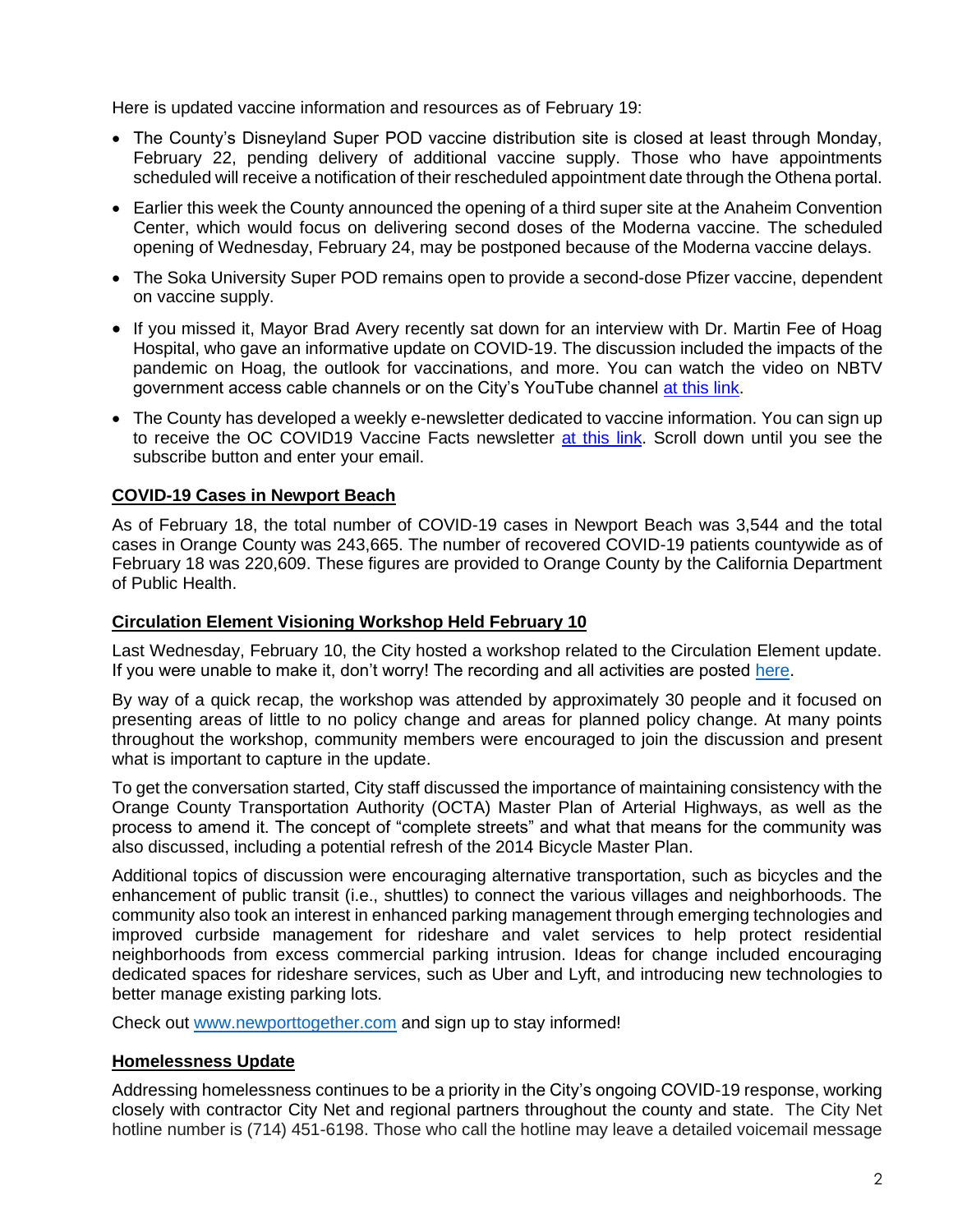Here is updated vaccine information and resources as of February 19:

- The County's Disneyland Super POD vaccine distribution site is closed at least through Monday, February 22, pending delivery of additional vaccine supply. Those who have appointments scheduled will receive a notification of their rescheduled appointment date through the Othena portal.
- Earlier this week the County announced the opening of a third super site at the Anaheim Convention Center, which would focus on delivering second doses of the Moderna vaccine. The scheduled opening of Wednesday, February 24, may be postponed because of the Moderna vaccine delays.
- The Soka University Super POD remains open to provide a second-dose Pfizer vaccine, dependent on vaccine supply.
- If you missed it, Mayor Brad Avery recently sat down for an interview with Dr. Martin Fee of Hoag Hospital, who gave an informative update on COVID-19. The discussion included the impacts of the pandemic on Hoag, the outlook for vaccinations, and more. You can watch the video on NBTV government access cable channels or on the City's YouTube channel at this link.
- The County has developed a weekly e-newsletter dedicated to vaccine information. You can sign up to receive the OC COVID19 Vaccine Facts newsletter at this link. Scroll down until you see the subscribe button and enter your email.

## COVID-19 Cases in Newport Beach

As of February 18, the total number of COVID-19 cases in Newport Beach was 3,544 and the total cases in Orange County was 243,665. The number of recovered COVID-19 patients countywide as of February 18 was 220,609. These figures are provided to Orange County by the California Department of Public Health.

## Circulation Element Visioning Workshop Held February 10

Last Wednesday, February 10, the City hosted a workshop related to the Circulation Element update. If you were unable to make it, don't worry! The recording and all activities are posted here.

By way of a quick recap, the workshop was attended by approximately 30 people and it focused on presenting areas of little to no policy change and areas for planned policy change. At many points throughout the workshop, community members were encouraged to join the discussion and present what is important to capture in the update.

To get the conversation started, City staff discussed the importance of maintaining consistency with the Orange County Transportation Authority (OCTA) Master Plan of Arterial Highways, as well as the process to amend it. The concept of "complete streets" and what that means for the community was also discussed, including a potential refresh of the 2014 Bicycle Master Plan.

Additional topics of discussion were encouraging alternative transportation, such as bicycles and the enhancement of public transit (i.e., shuttles) to connect the various villages and neighborhoods. The community also took an interest in enhanced parking management through emerging technologies and improved curbside management for rideshare and valet services to help protect residential neighborhoods from excess commercial parking intrusion. Ideas for change included encouraging dedicated spaces for rideshare services, such as Uber and Lyft, and introducing new technologies to better manage existing parking lots.

Check out www.newporttogether.com and sign up to stay informed!

## Homelessness Update

Addressing homelessness continues to be a priority in the City's ongoing COVID-19 response, working closely with contractor City Net and regional partners throughout the county and state. The City Net hotline number is (714) 451-6198. Those who call the hotline may leave a detailed voicemail message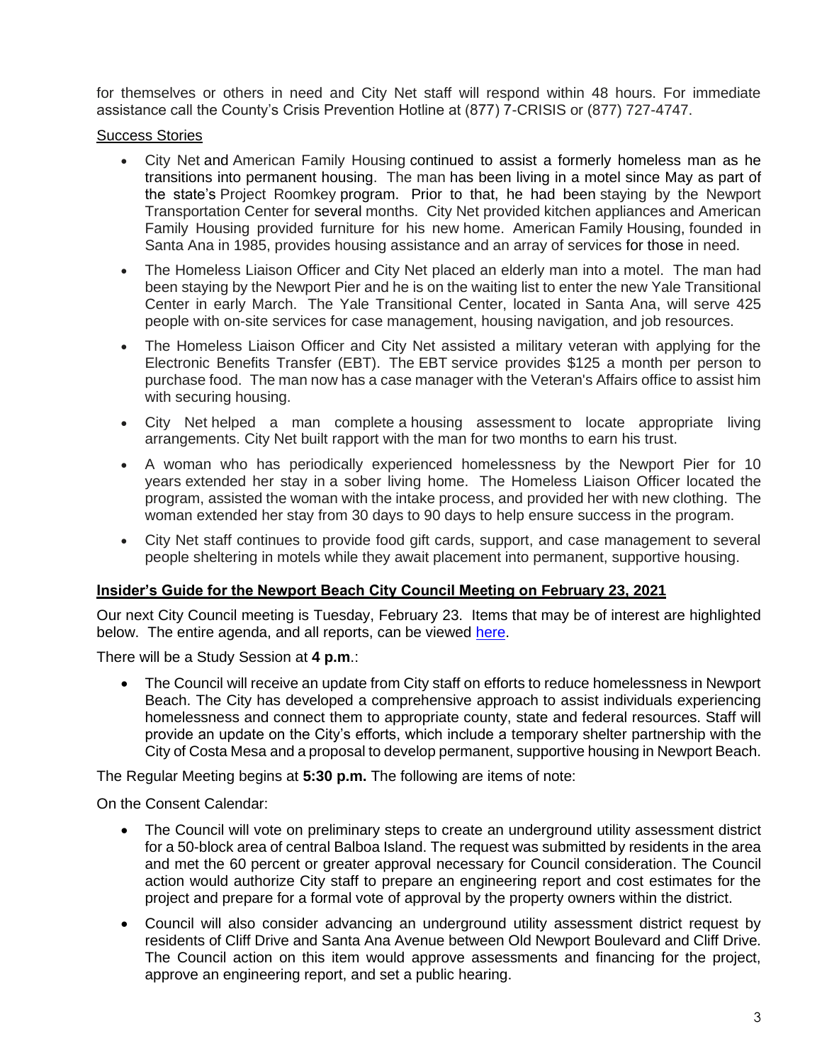for themselves or others in need and City Net staff will respond within 48 hours. For immediate assistance call the County's Crisis Prevention Hotline at (877) 7-CRISIS or (877) 727-4747.

Success Stories

- City Net and American Family Housing continued to assist a formerly homeless man as he transitions into permanent housing. The man has been living in a motel since May as part of the state's Project Roomkey program. Prior to that, he had been staying by the Newport Transportation Center for several months. City Net provided kitchen appliances and American Family Housing provided furniture for his new home. American Family Housing, founded in Santa Ana in 1985, provides housing assistance and an array of services for those in need.
- The Homeless Liaison Officer and City Net placed an elderly man into a motel. The man had been staying by the Newport Pier and he is on the waiting list to enter the new Yale Transitional Center in early March. The Yale Transitional Center, located in Santa Ana, will serve 425 people with on-site services for case management, housing navigation, and job resources.
- The Homeless Liaison Officer and City Net assisted a military veteran with applying for the Electronic Benefits Transfer (EBT). The EBT service provides $125 a month per person to purchase food. The man now has a case manager with the Veteran's Affairs office to assist him with securing housing.
- City Net helped a man complete a housing assessment to locate appropriate living arrangements. City Net built rapport with the man for two months to earn his trust.
- A woman who has periodically experienced homelessness by the Newport Pier for 10 years extended her stay in a sober living home. The Homeless Liaison Officer located the program, assisted the woman with the intake process, and provided her with new clothing. The woman extended her stay from 30 days to 90 days to help ensure success in the program.
- City Net staff continues to provide food gift cards, support, and case management to several people sheltering in motels while they await placement into permanent, supportive housing.

## Insider's Guide for the Newport Beach City Council Meeting on February 23, 2021

Our next City Council meeting is Tuesday, February 23. Items that may be of interest are highlighted below. The entire agenda, and all reports, can be viewed [here](here).

There will be a Study Session at **4 p.m**.:

- The Council will receive an update from City staff on efforts to reduce homelessness in Newport Beach. The City has developed a comprehensive approach to assist individuals experiencing homelessness and connect them to appropriate county, state and federal resources. Staff will provide an update on the City's efforts, which include a temporary shelter partnership with the City of Costa Mesa and a proposal to develop permanent, supportive housing in Newport Beach.

The Regular Meeting begins at **5:30 p.m.** The following are items of note:

On the Consent Calendar:

- The Council will vote on preliminary steps to create an underground utility assessment district for a 50-block area of central Balboa Island. The request was submitted by residents in the area and met the 60 percent or greater approval necessary for Council consideration. The Council action would authorize City staff to prepare an engineering report and cost estimates for the project and prepare for a formal vote of approval by the property owners within the district.
- Council will also consider advancing an underground utility assessment district request by residents of Cliff Drive and Santa Ana Avenue between Old Newport Boulevard and Cliff Drive. The Council action on this item would approve assessments and financing for the project, approve an engineering report, and set a public hearing.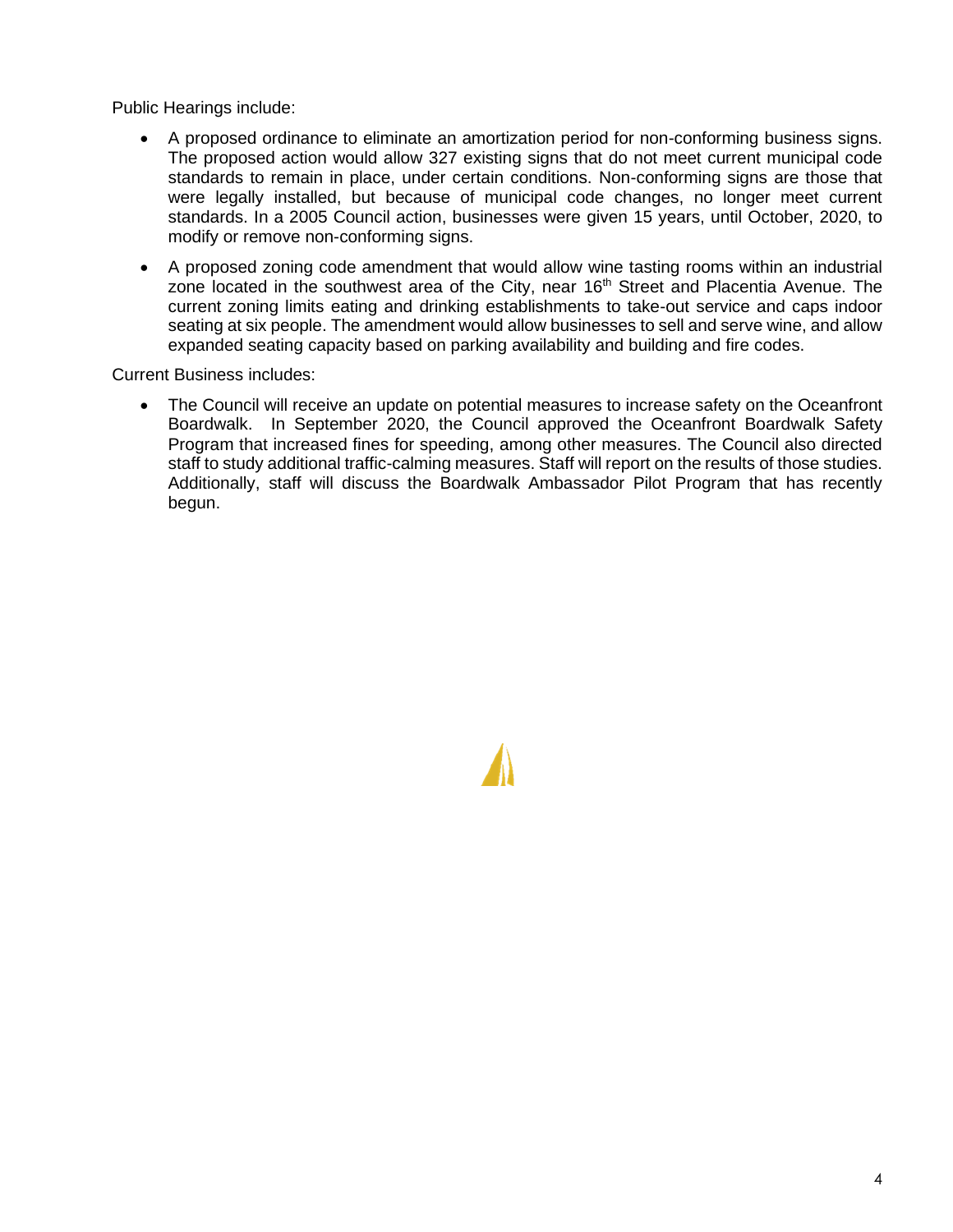Public Hearings include:

- A proposed ordinance to eliminate an amortization period for non-conforming business signs. The proposed action would allow 327 existing signs that do not meet current municipal code standards to remain in place, under certain conditions. Non-conforming signs are those that were legally installed, but because of municipal code changes, no longer meet current standards. In a 2005 Council action, businesses were given 15 years, until October, 2020, to modify or remove non-conforming signs.
- A proposed zoning code amendment that would allow wine tasting rooms within an industrial zone located in the southwest area of the City, near 16th Street and Placentia Avenue. The current zoning limits eating and drinking establishments to take-out service and caps indoor seating at six people. The amendment would allow businesses to sell and serve wine, and allow expanded seating capacity based on parking availability and building and fire codes.

Current Business includes:

- The Council will receive an update on potential measures to increase safety on the Oceanfront Boardwalk. In September 2020, the Council approved the Oceanfront Boardwalk Safety Program that increased fines for speeding, among other measures. The Council also directed staff to study additional traffic-calming measures. Staff will report on the results of those studies. Additionally, staff will discuss the Boardwalk Ambassador Pilot Program that has recently begun.